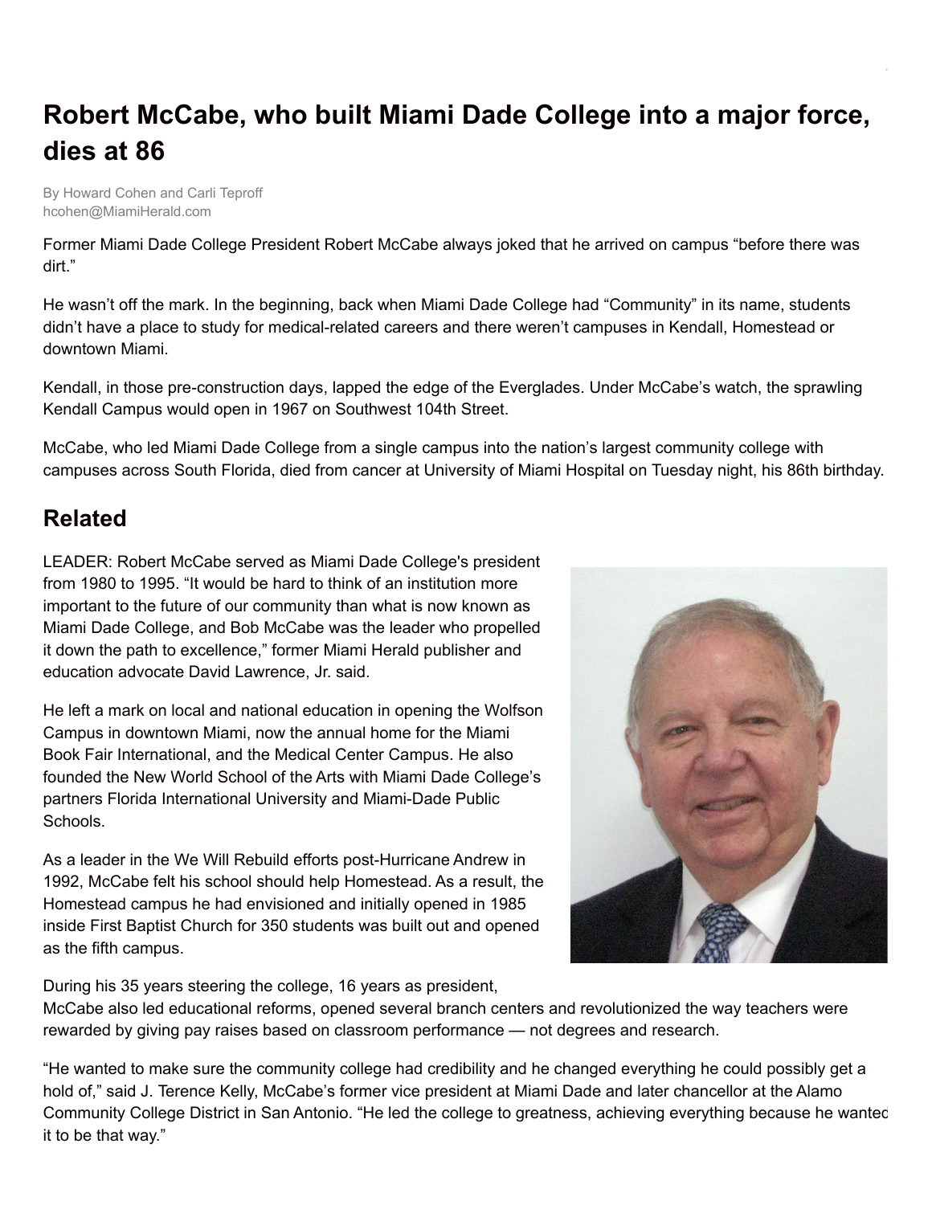# Robert McCabe, who built Miami Dade College into a major force, dies at 86

By Howard Cohen and Carli Teproff
hcohen@MiamiHerald.com

Former Miami Dade College President Robert McCabe always joked that he arrived on campus "before there was dirt."

He wasn't off the mark. In the beginning, back when Miami Dade College had "Community" in its name, students didn't have a place to study for medical-related careers and there weren't campuses in Kendall, Homestead or downtown Miami.

Kendall, in those pre-construction days, lapped the edge of the Everglades. Under McCabe's watch, the sprawling Kendall Campus would open in 1967 on Southwest 104th Street.

McCabe, who led Miami Dade College from a single campus into the nation's largest community college with campuses across South Florida, died from cancer at University of Miami Hospital on Tuesday night, his 86th birthday.

## Related

LEADER: Robert McCabe served as Miami Dade College's president from 1980 to 1995. "It would be hard to think of an institution more important to the future of our community than what is now known as Miami Dade College, and Bob McCabe was the leader who propelled it down the path to excellence," former Miami Herald publisher and education advocate David Lawrence, Jr. said.

He left a mark on local and national education in opening the Wolfson Campus in downtown Miami, now the annual home for the Miami Book Fair International, and the Medical Center Campus. He also founded the New World School of the Arts with Miami Dade College's partners Florida International University and Miami-Dade Public Schools.

As a leader in the We Will Rebuild efforts post-Hurricane Andrew in 1992, McCabe felt his school should help Homestead. As a result, the Homestead campus he had envisioned and initially opened in 1985 inside First Baptist Church for 350 students was built out and opened as the fifth campus.

During his 35 years steering the college, 16 years as president, McCabe also led educational reforms, opened several branch centers and revolutionized the way teachers were rewarded by giving pay raises based on classroom performance — not degrees and research.

"He wanted to make sure the community college had credibility and he changed everything he could possibly get a hold of," said J. Terence Kelly, McCabe's former vice president at Miami Dade and later chancellor at the Alamo Community College District in San Antonio. "He led the college to greatness, achieving everything because he wanted it to be that way."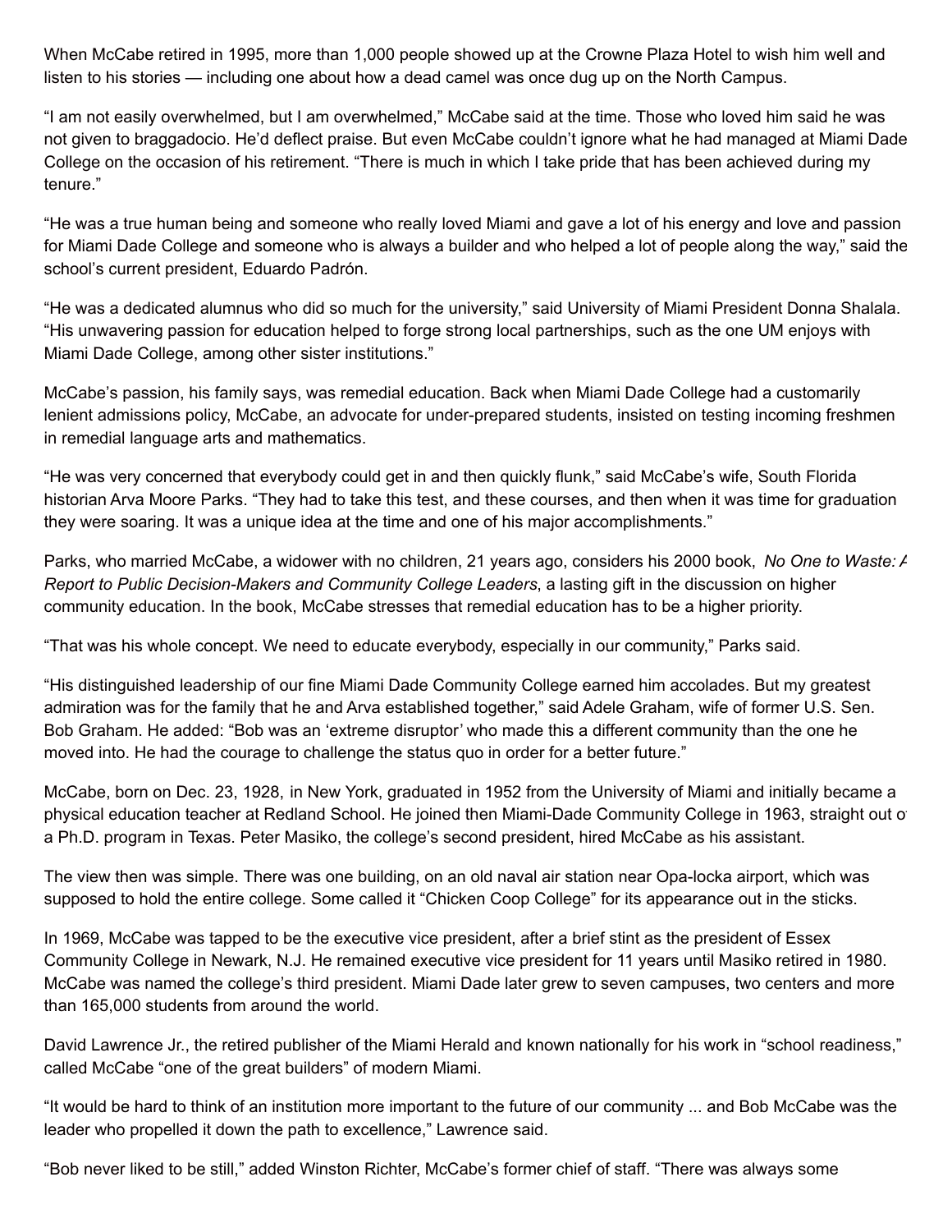When McCabe retired in 1995, more than 1,000 people showed up at the Crowne Plaza Hotel to wish him well and listen to his stories — including one about how a dead camel was once dug up on the North Campus.

“I am not easily overwhelmed, but I am overwhelmed,” McCabe said at the time. Those who loved him said he was not given to braggadocio. He’d deflect praise. But even McCabe couldn’t ignore what he had managed at Miami Dade College on the occasion of his retirement. “There is much in which I take pride that has been achieved during my tenure.”

“He was a true human being and someone who really loved Miami and gave a lot of his energy and love and passion for Miami Dade College and someone who is always a builder and who helped a lot of people along the way,” said the school’s current president, Eduardo Padrón.

“He was a dedicated alumnus who did so much for the university,” said University of Miami President Donna Shalala. “His unwavering passion for education helped to forge strong local partnerships, such as the one UM enjoys with Miami Dade College, among other sister institutions.”

McCabe’s passion, his family says, was remedial education. Back when Miami Dade College had a customarily lenient admissions policy, McCabe, an advocate for under-prepared students, insisted on testing incoming freshmen in remedial language arts and mathematics.

“He was very concerned that everybody could get in and then quickly flunk,” said McCabe’s wife, South Florida historian Arva Moore Parks. “They had to take this test, and these courses, and then when it was time for graduation they were soaring. It was a unique idea at the time and one of his major accomplishments.”

Parks, who married McCabe, a widower with no children, 21 years ago, considers his 2000 book, *No One to Waste: A Report to Public Decision-Makers and Community College Leaders*, a lasting gift in the discussion on higher community education. In the book, McCabe stresses that remedial education has to be a higher priority.

“That was his whole concept. We need to educate everybody, especially in our community,” Parks said.

“His distinguished leadership of our fine Miami Dade Community College earned him accolades. But my greatest admiration was for the family that he and Arva established together,” said Adele Graham, wife of former U.S. Sen. Bob Graham. He added: “Bob was an ‘extreme disruptor’ who made this a different community than the one he moved into. He had the courage to challenge the status quo in order for a better future.”

McCabe, born on Dec. 23, 1928, in New York, graduated in 1952 from the University of Miami and initially became a physical education teacher at Redland School. He joined then Miami-Dade Community College in 1963, straight out of a Ph.D. program in Texas. Peter Masiko, the college’s second president, hired McCabe as his assistant.

The view then was simple. There was one building, on an old naval air station near Opa-locka airport, which was supposed to hold the entire college. Some called it “Chicken Coop College” for its appearance out in the sticks.

In 1969, McCabe was tapped to be the executive vice president, after a brief stint as the president of Essex Community College in Newark, N.J. He remained executive vice president for 11 years until Masiko retired in 1980. McCabe was named the college’s third president. Miami Dade later grew to seven campuses, two centers and more than 165,000 students from around the world.

David Lawrence Jr., the retired publisher of the Miami Herald and known nationally for his work in “school readiness,” called McCabe “one of the great builders” of modern Miami.

“It would be hard to think of an institution more important to the future of our community ... and Bob McCabe was the leader who propelled it down the path to excellence,” Lawrence said.

“Bob never liked to be still,” added Winston Richter, McCabe’s former chief of staff. “There was always some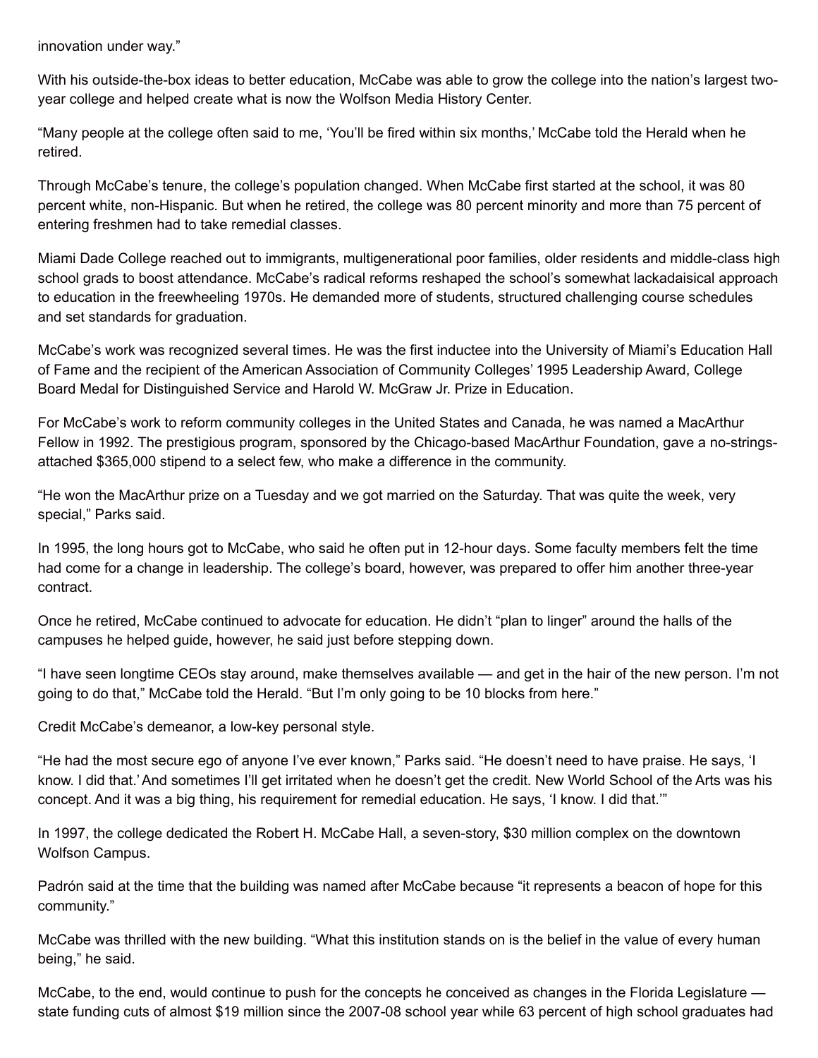innovation under way."

With his outside-the-box ideas to better education, McCabe was able to grow the college into the nation's largest two-year college and helped create what is now the Wolfson Media History Center.

"Many people at the college often said to me, 'You'll be fired within six months,' McCabe told the Herald when he retired.

Through McCabe's tenure, the college's population changed. When McCabe first started at the school, it was 80 percent white, non-Hispanic. But when he retired, the college was 80 percent minority and more than 75 percent of entering freshmen had to take remedial classes.

Miami Dade College reached out to immigrants, multigenerational poor families, older residents and middle-class high school grads to boost attendance. McCabe's radical reforms reshaped the school's somewhat lackadaisical approach to education in the freewheeling 1970s. He demanded more of students, structured challenging course schedules and set standards for graduation.

McCabe's work was recognized several times. He was the first inductee into the University of Miami's Education Hall of Fame and the recipient of the American Association of Community Colleges' 1995 Leadership Award, College Board Medal for Distinguished Service and Harold W. McGraw Jr. Prize in Education.

For McCabe's work to reform community colleges in the United States and Canada, he was named a MacArthur Fellow in 1992. The prestigious program, sponsored by the Chicago-based MacArthur Foundation, gave a no-strings-attached $365,000 stipend to a select few, who make a difference in the community.

"He won the MacArthur prize on a Tuesday and we got married on the Saturday. That was quite the week, very special," Parks said.

In 1995, the long hours got to McCabe, who said he often put in 12-hour days. Some faculty members felt the time had come for a change in leadership. The college's board, however, was prepared to offer him another three-year contract.

Once he retired, McCabe continued to advocate for education. He didn't "plan to linger" around the halls of the campuses he helped guide, however, he said just before stepping down.

"I have seen longtime CEOs stay around, make themselves available — and get in the hair of the new person. I'm not going to do that," McCabe told the Herald. "But I'm only going to be 10 blocks from here."

Credit McCabe's demeanor, a low-key personal style.

"He had the most secure ego of anyone I've ever known," Parks said. "He doesn't need to have praise. He says, 'I know. I did that.' And sometimes I'll get irritated when he doesn't get the credit. New World School of the Arts was his concept. And it was a big thing, his requirement for remedial education. He says, 'I know. I did that.'"

In 1997, the college dedicated the Robert H. McCabe Hall, a seven-story, $30 million complex on the downtown Wolfson Campus.

Padrón said at the time that the building was named after McCabe because "it represents a beacon of hope for this community."

McCabe was thrilled with the new building. "What this institution stands on is the belief in the value of every human being," he said.

McCabe, to the end, would continue to push for the concepts he conceived as changes in the Florida Legislature — state funding cuts of almost $19 million since the 2007-08 school year while 63 percent of high school graduates had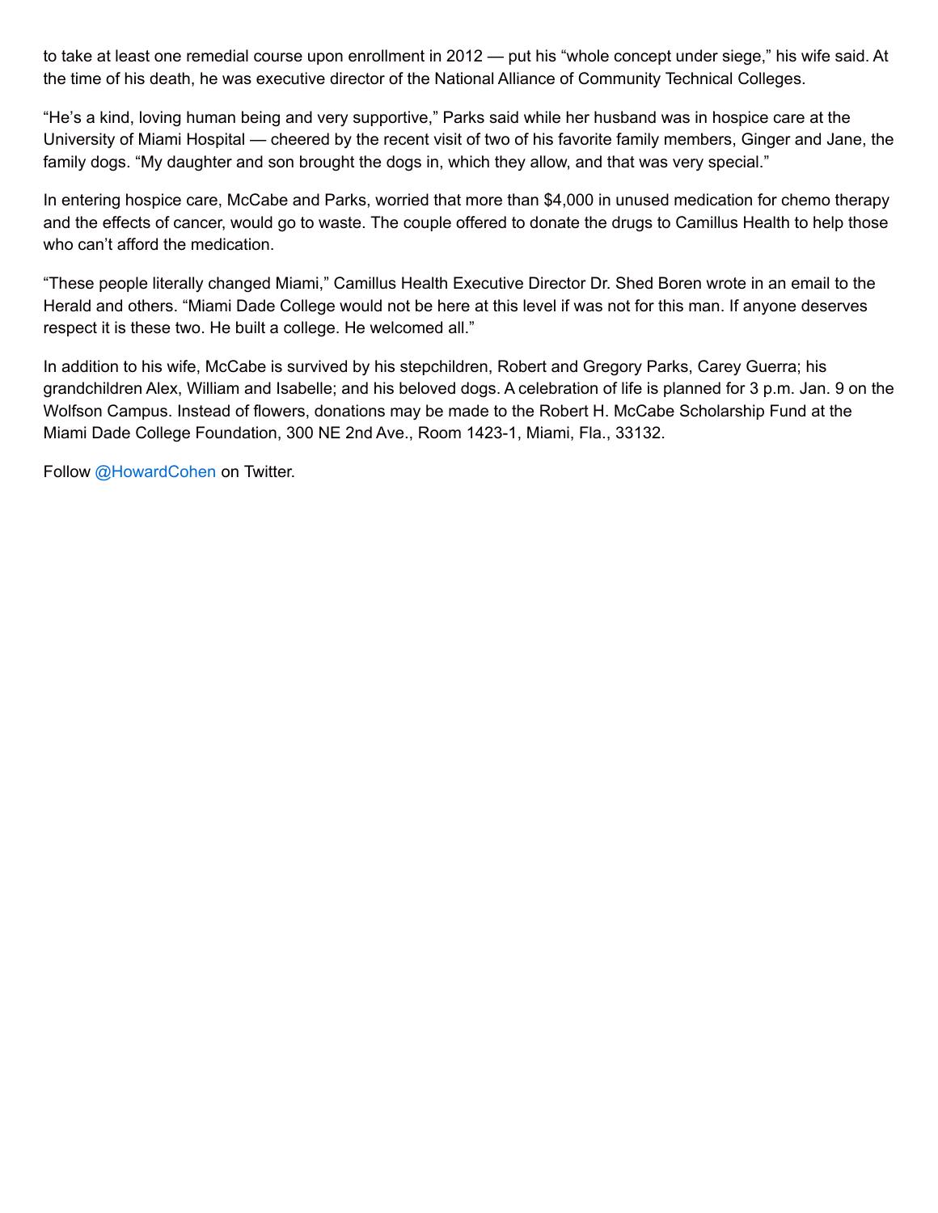to take at least one remedial course upon enrollment in 2012 — put his "whole concept under siege," his wife said. At the time of his death, he was executive director of the National Alliance of Community Technical Colleges.

"He's a kind, loving human being and very supportive," Parks said while her husband was in hospice care at the University of Miami Hospital — cheered by the recent visit of two of his favorite family members, Ginger and Jane, the family dogs. "My daughter and son brought the dogs in, which they allow, and that was very special."

In entering hospice care, McCabe and Parks, worried that more than $4,000 in unused medication for chemo therapy and the effects of cancer, would go to waste. The couple offered to donate the drugs to Camillus Health to help those who can't afford the medication.

"These people literally changed Miami," Camillus Health Executive Director Dr. Shed Boren wrote in an email to the Herald and others. "Miami Dade College would not be here at this level if was not for this man. If anyone deserves respect it is these two. He built a college. He welcomed all."

In addition to his wife, McCabe is survived by his stepchildren, Robert and Gregory Parks, Carey Guerra; his grandchildren Alex, William and Isabelle; and his beloved dogs. A celebration of life is planned for 3 p.m. Jan. 9 on the Wolfson Campus. Instead of flowers, donations may be made to the Robert H. McCabe Scholarship Fund at the Miami Dade College Foundation, 300 NE 2nd Ave., Room 1423-1, Miami, Fla., 33132.

Follow @HowardCohen on Twitter.